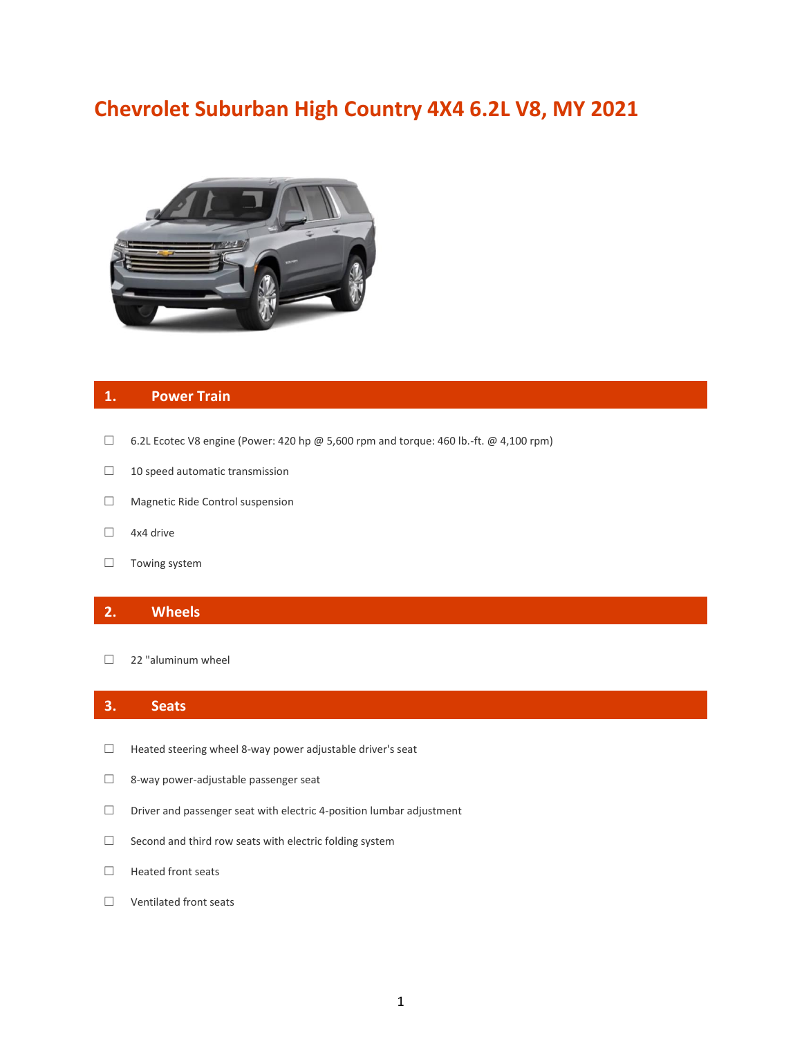# Chevrolet Suburban High Country 4X4 6.2L V8, MY 2021

## 1. Power Train

- ☐ 6.2L Ecotec V8 engine (Power: 420 hp @ 5,600 rpm and torque: 460 lb.-ft. @ 4,100 rpm)
- ☐ 10 speed automatic transmission
- ☐ Magnetic Ride Control suspension
- ☐ 4x4 drive
- ☐ Towing system

## 2. Wheels

- ☐ 22 "aluminum wheel

## 3. Seats

- ☐ Heated steering wheel 8-way power adjustable driver's seat
- ☐ 8-way power-adjustable passenger seat
- ☐ Driver and passenger seat with electric 4-position lumbar adjustment
- ☐ Second and third row seats with electric folding system
- ☐ Heated front seats
- ☐ Ventilated front seats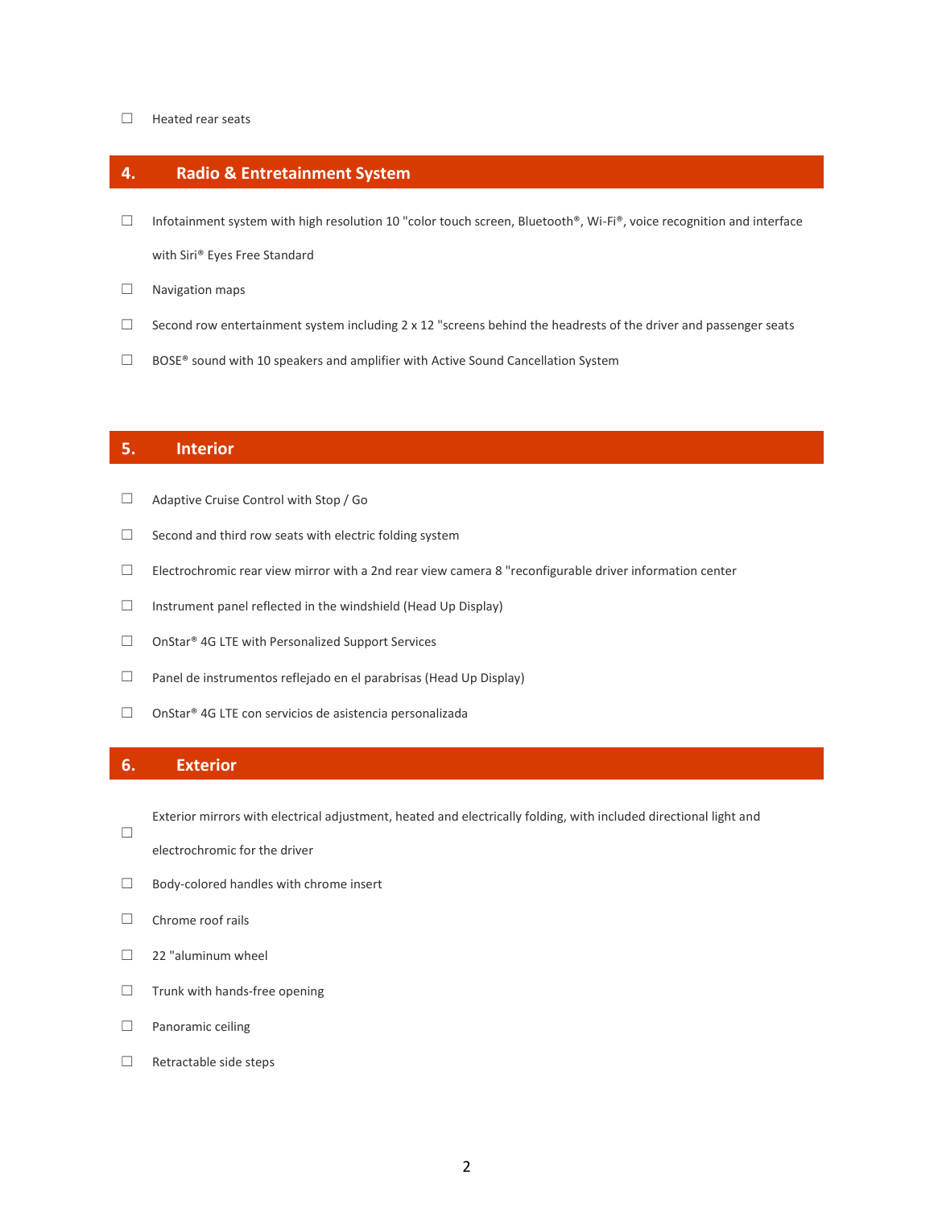☐ Heated rear seats

## 4. Radio & Entretainment System

☐ Infotainment system with high resolution 10 "color touch screen, Bluetooth®, Wi-Fi®, voice recognition and interface with Siri® Eyes Free Standard

☐ Navigation maps

☐ Second row entertainment system including 2 x 12 "screens behind the headrests of the driver and passenger seats

☐ BOSE® sound with 10 speakers and amplifier with Active Sound Cancellation System

## 5. Interior

☐ Adaptive Cruise Control with Stop / Go

☐ Second and third row seats with electric folding system

☐ Electrochromic rear view mirror with a 2nd rear view camera 8 "reconfigurable driver information center

☐ Instrument panel reflected in the windshield (Head Up Display)

☐ OnStar® 4G LTE with Personalized Support Services

☐ Panel de instrumentos reflejado en el parabrisas (Head Up Display)

☐ OnStar® 4G LTE con servicios de asistencia personalizada

## 6. Exterior

☐ Exterior mirrors with electrical adjustment, heated and electrically folding, with included directional light and electrochromic for the driver

☐ Body-colored handles with chrome insert

☐ Chrome roof rails

☐ 22 "aluminum wheel

☐ Trunk with hands-free opening

☐ Panoramic ceiling

☐ Retractable side steps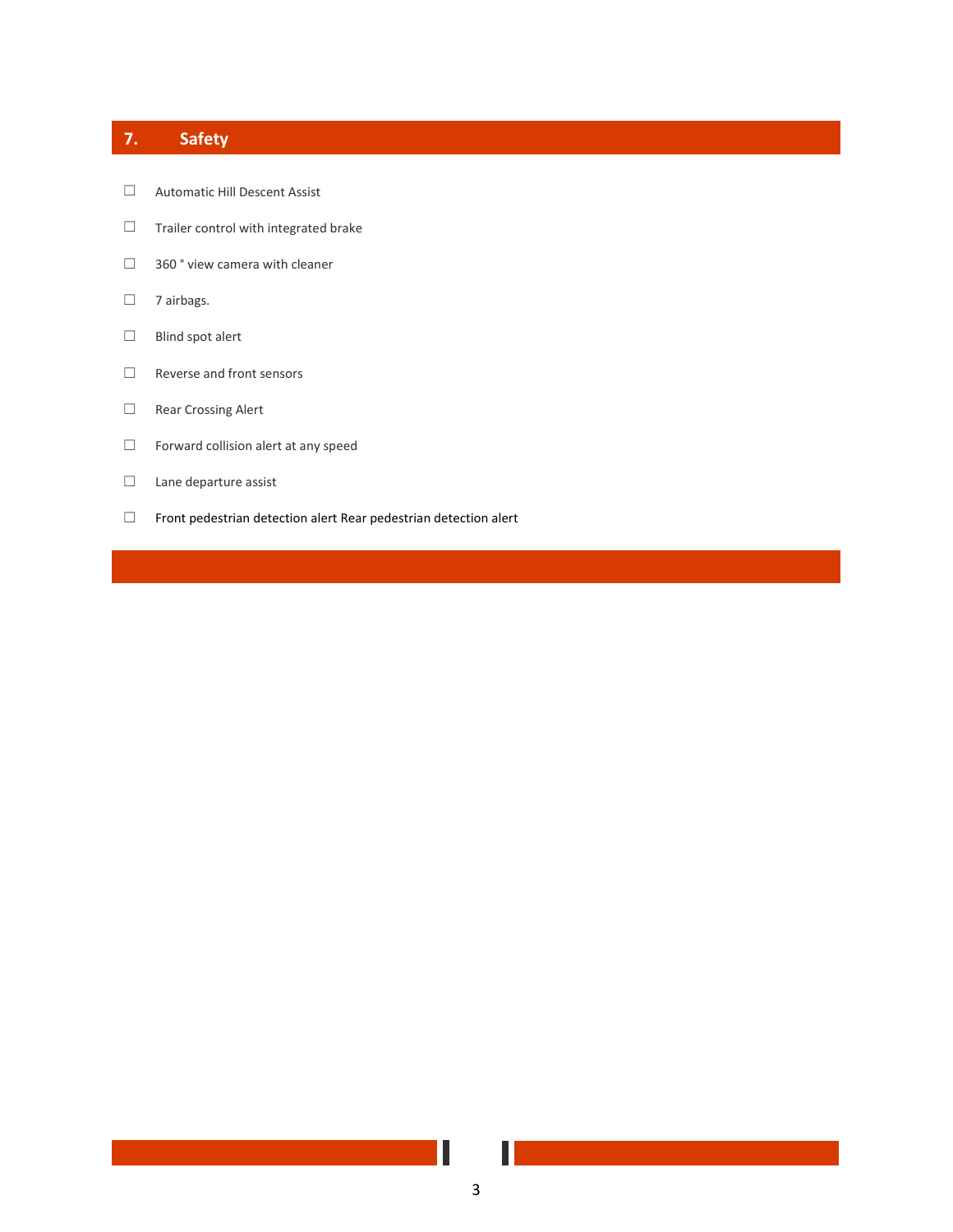## 7. Safety

- ☐ Automatic Hill Descent Assist
- ☐ Trailer control with integrated brake
- ☐ 360 ° view camera with cleaner
- ☐ 7 airbags.
- ☐ Blind spot alert
- ☐ Reverse and front sensors
- ☐ Rear Crossing Alert
- ☐ Forward collision alert at any speed
- ☐ Lane departure assist
- ☐ Front pedestrian detection alert Rear pedestrian detection alert